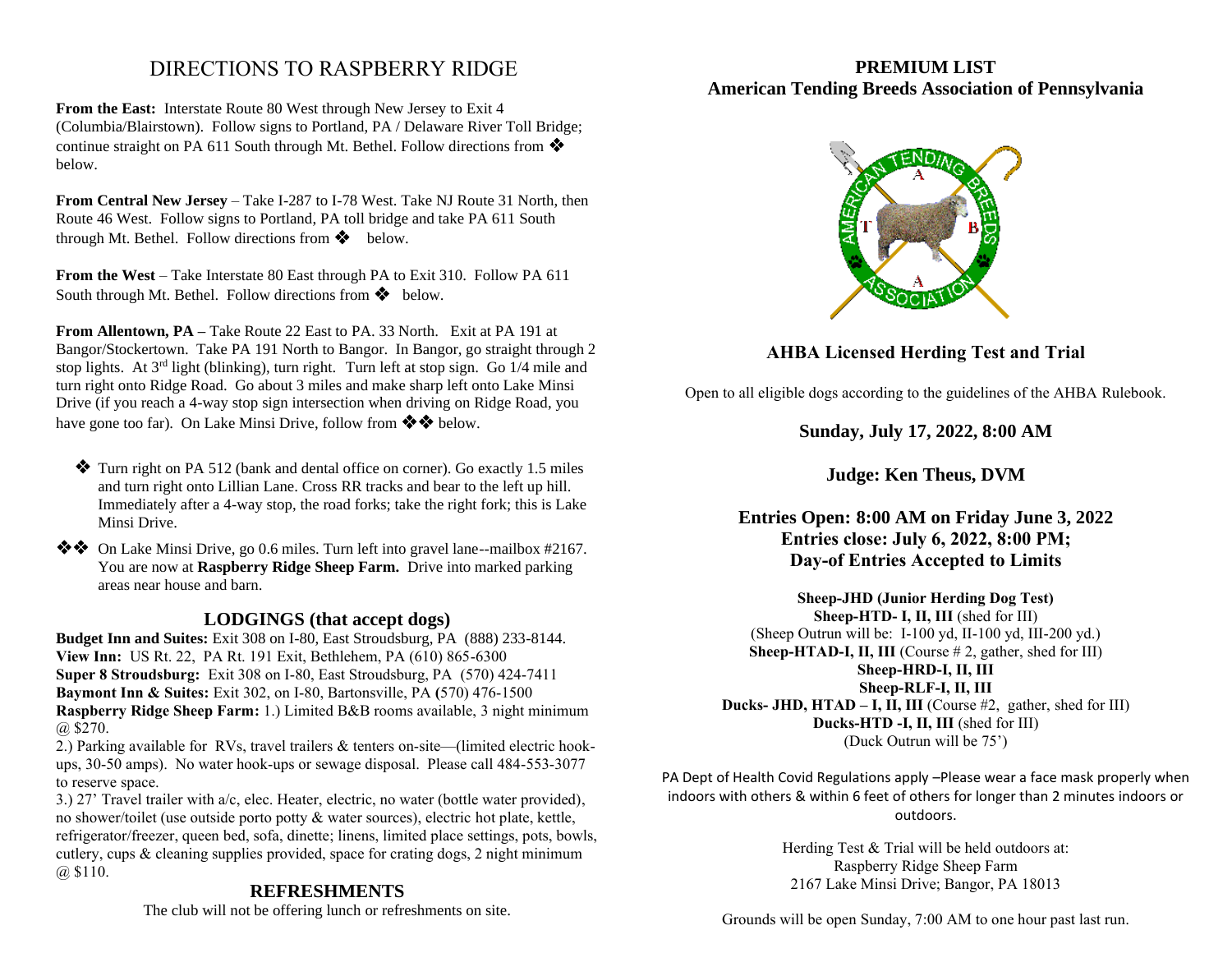# DIRECTIONS TO RASPBERRY RIDGE

**From the East:** Interstate Route 80 West through New Jersey to Exit 4 (Columbia/Blairstown). Follow signs to Portland, PA / Delaware River Toll Bridge; continue straight on PA 611 South through Mt. Bethel. Follow directions from ❖ below.

**From Central New Jersey** – Take I-287 to I-78 West. Take NJ Route 31 North, then Route 46 West. Follow signs to Portland, PA toll bridge and take PA 611 South through Mt. Bethel. Follow directions from ❖ below.

**From the West** – Take Interstate 80 East through PA to Exit 310. Follow PA 611 South through Mt. Bethel. Follow directions from ❖ below.

**From Allentown, PA –** Take Route 22 East to PA. 33 North. Exit at PA 191 at Bangor/Stockertown. Take PA 191 North to Bangor. In Bangor, go straight through 2 stop lights. At 3rd light (blinking), turn right. Turn left at stop sign. Go 1/4 mile and turn right onto Ridge Road. Go about 3 miles and make sharp left onto Lake Minsi Drive (if you reach a 4-way stop sign intersection when driving on Ridge Road, you have gone too far). On Lake Minsi Drive, follow from ❖❖ below.

❖ Turn right on PA 512 (bank and dental office on corner). Go exactly 1.5 miles and turn right onto Lillian Lane. Cross RR tracks and bear to the left up hill. Immediately after a 4-way stop, the road forks; take the right fork; this is Lake Minsi Drive.

❖❖ On Lake Minsi Drive, go 0.6 miles. Turn left into gravel lane--mailbox #2167. You are now at **Raspberry Ridge Sheep Farm.** Drive into marked parking areas near house and barn.

## LODGINGS (that accept dogs)

**Budget Inn and Suites:** Exit 308 on I-80, East Stroudsburg, PA (888) 233-8144.
**View Inn:** US Rt. 22, PA Rt. 191 Exit, Bethlehem, PA (610) 865-6300
**Super 8 Stroudsburg:** Exit 308 on I-80, East Stroudsburg, PA (570) 424-7411
**Baymont Inn & Suites:** Exit 302, on I-80, Bartonsville, PA (570) 476-1500
**Raspberry Ridge Sheep Farm:** 1.) Limited B&B rooms available, 3 night minimum @ $270.
2.) Parking available for RVs, travel trailers & tenters on-site—(limited electric hook-ups, 30-50 amps). No water hook-ups or sewage disposal. Please call 484-553-3077 to reserve space.
3.) 27' Travel trailer with a/c, elec. Heater, electric, no water (bottle water provided), no shower/toilet (use outside porto potty & water sources), electric hot plate, kettle, refrigerator/freezer, queen bed, sofa, dinette; linens, limited place settings, pots, bowls, cutlery, cups & cleaning supplies provided, space for crating dogs, 2 night minimum @ $110.

## REFRESHMENTS

The club will not be offering lunch or refreshments on site.

# PREMIUM LIST
## American Tending Breeds Association of Pennsylvania

### AHBA Licensed Herding Test and Trial

Open to all eligible dogs according to the guidelines of the AHBA Rulebook.

**Sunday, July 17, 2022, 8:00 AM**

**Judge: Ken Theus, DVM**

**Entries Open: 8:00 AM on Friday June 3, 2022**
**Entries close: July 6, 2022, 8:00 PM;**
**Day-of Entries Accepted to Limits**

**Sheep-JHD (Junior Herding Dog Test)**
**Sheep-HTD- I, II, III** (shed for III)
(Sheep Outrun will be: I-100 yd, II-100 yd, III-200 yd.)
**Sheep-HTAD-I, II, III** (Course # 2, gather, shed for III)
**Sheep-HRD-I, II, III**
**Sheep-RLF-I, II, III**
**Ducks- JHD, HTAD – I, II, III** (Course #2, gather, shed for III)
**Ducks-HTD -I, II, III** (shed for III)
(Duck Outrun will be 75')

PA Dept of Health Covid Regulations apply –Please wear a face mask properly when indoors with others & within 6 feet of others for longer than 2 minutes indoors or outdoors.

Herding Test & Trial will be held outdoors at:
Raspberry Ridge Sheep Farm
2167 Lake Minsi Drive; Bangor, PA 18013

Grounds will be open Sunday, 7:00 AM to one hour past last run.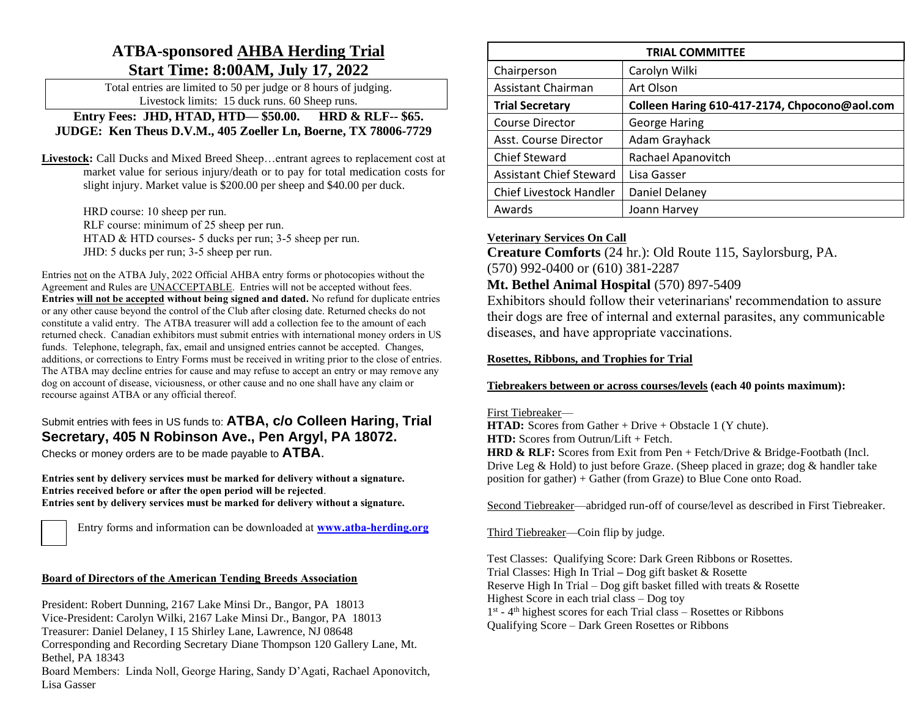# ATBA-sponsored AHBA Herding Trial

## Start Time: 8:00AM, July 17, 2022

Total entries are limited to 50 per judge or 8 hours of judging.
Livestock limits: 15 duck runs. 60 Sheep runs.

**Entry Fees: JHD, HTAD, HTD— $50.00. HRD & RLF-- $65.**
**JUDGE: Ken Theus D.V.M., 405 Zoeller Ln, Boerne, TX 78006-7729**

**Livestock:** Call Ducks and Mixed Breed Sheep…entrant agrees to replacement cost at market value for serious injury/death or to pay for total medication costs for slight injury. Market value is $200.00 per sheep and $40.00 per duck.

HRD course: 10 sheep per run.
RLF course: minimum of 25 sheep per run.
HTAD & HTD courses- 5 ducks per run; 3-5 sheep per run.
JHD: 5 ducks per run; 3-5 sheep per run.

Entries not on the ATBA July, 2022 Official AHBA entry forms or photocopies without the Agreement and Rules are UNACCEPTABLE. Entries will not be accepted without fees. **Entries will not be accepted without being signed and dated.** No refund for duplicate entries or any other cause beyond the control of the Club after closing date. Returned checks do not constitute a valid entry. The ATBA treasurer will add a collection fee to the amount of each returned check. Canadian exhibitors must submit entries with international money orders in US funds. Telephone, telegraph, fax, email and unsigned entries cannot be accepted. Changes, additions, or corrections to Entry Forms must be received in writing prior to the close of entries. The ATBA may decline entries for cause and may refuse to accept an entry or may remove any dog on account of disease, viciousness, or other cause and no one shall have any claim or recourse against ATBA or any official thereof.

Submit entries with fees in US funds to: **ATBA, c/o Colleen Haring, Trial Secretary, 405 N Robinson Ave., Pen Argyl, PA 18072.**
Checks or money orders are to be made payable to **ATBA**.

**Entries sent by delivery services must be marked for delivery without a signature.**
**Entries received before or after the open period will be rejected**.
**Entries sent by delivery services must be marked for delivery without a signature.**

Entry forms and information can be downloaded at **www.atba-herding.org**

**Board of Directors of the American Tending Breeds Association**

President: Robert Dunning, 2167 Lake Minsi Dr., Bangor, PA 18013
Vice-President: Carolyn Wilki, 2167 Lake Minsi Dr., Bangor, PA 18013
Treasurer: Daniel Delaney, I 15 Shirley Lane, Lawrence, NJ 08648
Corresponding and Recording Secretary Diane Thompson 120 Gallery Lane, Mt. Bethel, PA 18343
Board Members: Linda Noll, George Haring, Sandy D'Agati, Rachael Aponovitch, Lisa Gasser

| TRIAL COMMITTEE | |
|---|---|
| Chairperson | Carolyn Wilki |
| Assistant Chairman | Art Olson |
| **Trial Secretary** | **Colleen Haring 610-417-2174, Chpocono@aol.com** |
| Course Director | George Haring |
| Asst. Course Director | Adam Grayhack |
| Chief Steward | Rachael Apanovitch |
| Assistant Chief Steward | Lisa Gasser |
| Chief Livestock Handler | Daniel Delaney |
| Awards | Joann Harvey |

**Veterinary Services On Call**

**Creature Comforts** (24 hr.): Old Route 115, Saylorsburg, PA.
(570) 992-0400 or (610) 381-2287
**Mt. Bethel Animal Hospital** (570) 897-5409
Exhibitors should follow their veterinarians' recommendation to assure their dogs are free of internal and external parasites, any communicable diseases, and have appropriate vaccinations.

**Rosettes, Ribbons, and Trophies for Trial**

**Tiebreakers between or across courses/levels (each 40 points maximum):**

First Tiebreaker—
**HTAD:** Scores from Gather + Drive + Obstacle 1 (Y chute).
**HTD:** Scores from Outrun/Lift + Fetch.
**HRD & RLF:** Scores from Exit from Pen + Fetch/Drive & Bridge-Footbath (Incl. Drive Leg & Hold) to just before Graze. (Sheep placed in graze; dog & handler take position for gather) + Gather (from Graze) to Blue Cone onto Road.

Second Tiebreaker—abridged run-off of course/level as described in First Tiebreaker.

Third Tiebreaker—Coin flip by judge.

Test Classes: Qualifying Score: Dark Green Ribbons or Rosettes.
Trial Classes: High In Trial – Dog gift basket & Rosette
Reserve High In Trial – Dog gift basket filled with treats & Rosette
Highest Score in each trial class – Dog toy
1st - 4th highest scores for each Trial class – Rosettes or Ribbons
Qualifying Score – Dark Green Rosettes or Ribbons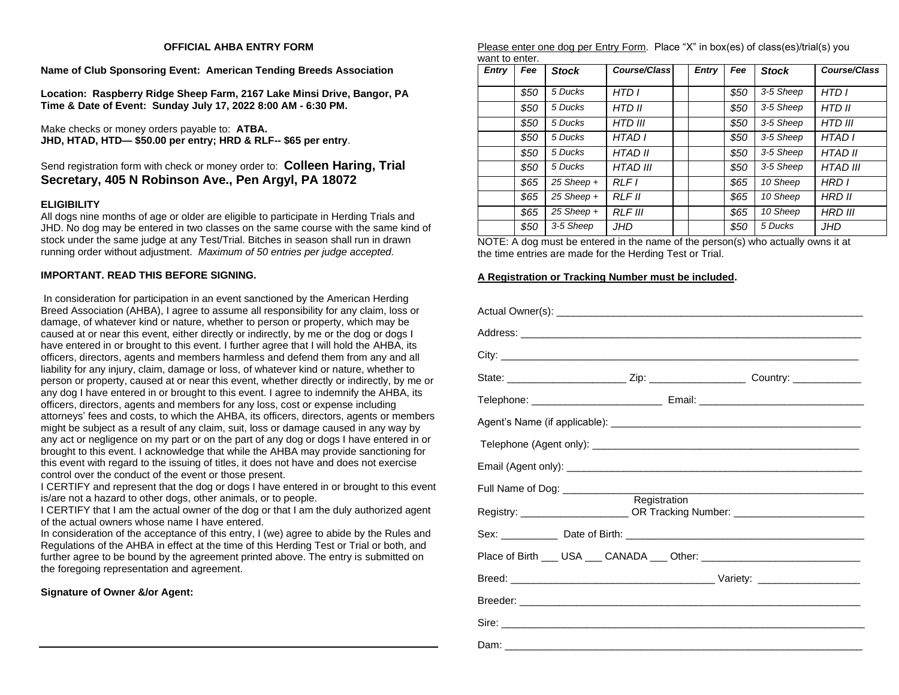**OFFICIAL AHBA ENTRY FORM**

**Name of Club Sponsoring Event: American Tending Breeds Association**

**Location: Raspberry Ridge Sheep Farm, 2167 Lake Minsi Drive, Bangor, PA**
**Time & Date of Event: Sunday July 17, 2022 8:00 AM - 6:30 PM.**

Make checks or money orders payable to: **ATBA.**
**JHD, HTAD, HTD— $50.00 per entry; HRD & RLF-- $65 per entry**.

Send registration form with check or money order to: **Colleen Haring, Trial Secretary, 405 N Robinson Ave., Pen Argyl, PA 18072**

**ELIGIBILITY**
All dogs nine months of age or older are eligible to participate in Herding Trials and JHD. No dog may be entered in two classes on the same course with the same kind of stock under the same judge at any Test/Trial. Bitches in season shall run in drawn running order without adjustment. *Maximum of 50 entries per judge accepted.*

**IMPORTANT. READ THIS BEFORE SIGNING.**

In consideration for participation in an event sanctioned by the American Herding Breed Association (AHBA), I agree to assume all responsibility for any claim, loss or damage, of whatever kind or nature, whether to person or property, which may be caused at or near this event, either directly or indirectly, by me or the dog or dogs I have entered in or brought to this event. I further agree that I will hold the AHBA, its officers, directors, agents and members harmless and defend them from any and all liability for any injury, claim, damage or loss, of whatever kind or nature, whether to person or property, caused at or near this event, whether directly or indirectly, by me or any dog I have entered in or brought to this event. I agree to indemnify the AHBA, its officers, directors, agents and members for any loss, cost or expense including attorneys' fees and costs, to which the AHBA, its officers, directors, agents or members might be subject as a result of any claim, suit, loss or damage caused in any way by any act or negligence on my part or on the part of any dog or dogs I have entered in or brought to this event. I acknowledge that while the AHBA may provide sanctioning for this event with regard to the issuing of titles, it does not have and does not exercise control over the conduct of the event or those present.
I CERTIFY and represent that the dog or dogs I have entered in or brought to this event is/are not a hazard to other dogs, other animals, or to people.
I CERTIFY that I am the actual owner of the dog or that I am the duly authorized agent of the actual owners whose name I have entered.
In consideration of the acceptance of this entry, I (we) agree to abide by the Rules and Regulations of the AHBA in effect at the time of this Herding Test or Trial or both, and further agree to be bound by the agreement printed above. The entry is submitted on the foregoing representation and agreement.

**Signature of Owner &/or Agent:**

\_\_\_\_\_\_\_\_\_\_\_\_\_\_\_\_\_\_\_\_\_\_\_\_\_\_\_\_\_\_\_\_\_\_\_\_\_\_\_\_\_\_\_\_\_\_\_\_\_\_\_\_

Please enter one dog per Entry Form. Place "X" in box(es) of class(es)/trial(s) you want to enter.

| Entry | Fee | Stock | Course/Class | | Entry | Fee | Stock | Course/Class |
|---|---|---|---|---|---|---|---|---|
| | $50 | 5 Ducks | HTD I | | | $50 | 3-5 Sheep | HTD I |
| | $50 | 5 Ducks | HTD II | | | $50 | 3-5 Sheep | HTD II |
| | $50 | 5 Ducks | HTD III | | | $50 | 3-5 Sheep | HTD III |
| | $50 | 5 Ducks | HTAD I | | | $50 | 3-5 Sheep | HTAD I |
| | $50 | 5 Ducks | HTAD II | | | $50 | 3-5 Sheep | HTAD II |
| | $50 | 5 Ducks | HTAD III | | | $50 | 3-5 Sheep | HTAD III |
| | $65 | 25 Sheep + | RLF I | | | $65 | 10 Sheep | HRD I |
| | $65 | 25 Sheep + | RLF II | | | $65 | 10 Sheep | HRD II |
| | $65 | 25 Sheep + | RLF III | | | $65 | 10 Sheep | HRD III |
| | $50 | 3-5 Sheep | JHD | | | $50 | 5 Ducks | JHD |

NOTE: A dog must be entered in the name of the person(s) who actually owns it at the time entries are made for the Herding Test or Trial.

**A Registration or Tracking Number must be included.**

Actual Owner(s): \_\_\_\_\_\_\_\_\_\_\_\_\_\_\_\_\_\_\_\_\_\_\_\_\_\_\_\_\_\_\_\_\_\_\_\_\_\_\_\_

Address: \_\_\_\_\_\_\_\_\_\_\_\_\_\_\_\_\_\_\_\_\_\_\_\_\_\_\_\_\_\_\_\_\_\_\_\_\_\_\_\_

City: \_\_\_\_\_\_\_\_\_\_\_\_\_\_\_\_\_\_\_\_\_\_\_\_\_\_\_\_\_\_\_\_\_\_\_\_\_\_\_\_

State: \_\_\_\_\_\_\_\_\_\_\_\_\_\_\_\_ Zip: \_\_\_\_\_\_\_\_\_\_\_\_\_\_ Country: \_\_\_\_\_\_\_\_\_\_

Telephone: \_\_\_\_\_\_\_\_\_\_\_\_\_\_\_\_\_\_ Email: \_\_\_\_\_\_\_\_\_\_\_\_\_\_\_\_\_\_\_\_\_\_

Agent's Name (if applicable): \_\_\_\_\_\_\_\_\_\_\_\_\_\_\_\_\_\_\_\_\_\_\_\_\_\_\_\_\_\_\_\_\_\_

Telephone (Agent only): \_\_\_\_\_\_\_\_\_\_\_\_\_\_\_\_\_\_\_\_\_\_\_\_\_\_\_\_\_\_\_\_\_\_

Email (Agent only): \_\_\_\_\_\_\_\_\_\_\_\_\_\_\_\_\_\_\_\_\_\_\_\_\_\_\_\_\_\_\_\_\_\_\_\_\_\_

Full Name of Dog: \_\_\_\_\_\_\_\_\_\_\_\_\_\_\_\_\_\_\_\_\_\_\_\_\_\_\_\_\_\_\_\_\_\_\_\_\_\_

Registry: \_\_\_\_\_\_\_\_\_\_\_\_\_\_\_\_ Registration OR Tracking Number: \_\_\_\_\_\_\_\_\_\_\_\_\_\_\_\_\_\_

Sex: \_\_\_\_\_\_\_\_ Date of Birth: \_\_\_\_\_\_\_\_\_\_\_\_\_\_\_\_\_\_\_\_\_\_\_\_\_\_\_\_\_\_\_\_\_\_

Place of Birth \_\_\_ USA \_\_\_ CANADA \_\_\_ Other: \_\_\_\_\_\_\_\_\_\_\_\_\_\_\_\_\_\_\_\_\_\_

Breed: \_\_\_\_\_\_\_\_\_\_\_\_\_\_\_\_\_\_\_\_\_\_\_\_\_\_\_\_ Variety: \_\_\_\_\_\_\_\_\_\_\_\_\_\_

Breeder: \_\_\_\_\_\_\_\_\_\_\_\_\_\_\_\_\_\_\_\_\_\_\_\_\_\_\_\_\_\_\_\_\_\_\_\_\_\_\_\_

Sire: \_\_\_\_\_\_\_\_\_\_\_\_\_\_\_\_\_\_\_\_\_\_\_\_\_\_\_\_\_\_\_\_\_\_\_\_\_\_\_\_

Dam: \_\_\_\_\_\_\_\_\_\_\_\_\_\_\_\_\_\_\_\_\_\_\_\_\_\_\_\_\_\_\_\_\_\_\_\_\_\_\_\_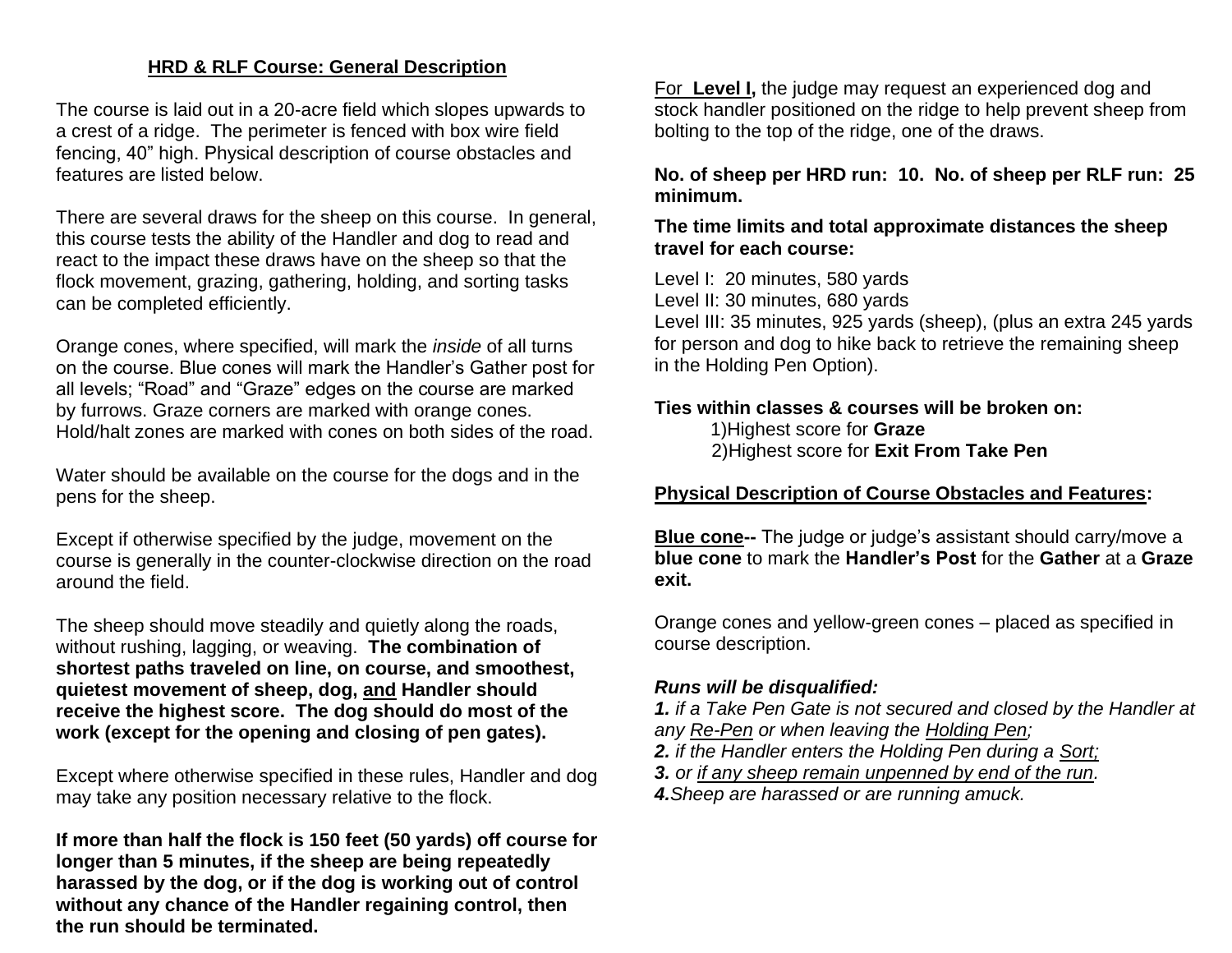## HRD & RLF Course: General Description

The course is laid out in a 20-acre field which slopes upwards to a crest of a ridge. The perimeter is fenced with box wire field fencing, 40" high. Physical description of course obstacles and features are listed below.

There are several draws for the sheep on this course. In general, this course tests the ability of the Handler and dog to read and react to the impact these draws have on the sheep so that the flock movement, grazing, gathering, holding, and sorting tasks can be completed efficiently.

Orange cones, where specified, will mark the *inside* of all turns on the course. Blue cones will mark the Handler's Gather post for all levels; "Road" and "Graze" edges on the course are marked by furrows. Graze corners are marked with orange cones. Hold/halt zones are marked with cones on both sides of the road.

Water should be available on the course for the dogs and in the pens for the sheep.

Except if otherwise specified by the judge, movement on the course is generally in the counter-clockwise direction on the road around the field.

The sheep should move steadily and quietly along the roads, without rushing, lagging, or weaving. **The combination of shortest paths traveled on line, on course, and smoothest, quietest movement of sheep, dog, <u>and</u> Handler should receive the highest score. The dog should do most of the work (except for the opening and closing of pen gates).**

Except where otherwise specified in these rules, Handler and dog may take any position necessary relative to the flock.

**If more than half the flock is 150 feet (50 yards) off course for longer than 5 minutes, if the sheep are being repeatedly harassed by the dog, or if the dog is working out of control without any chance of the Handler regaining control, then the run should be terminated.**

For **<u>Level I</u>,** the judge may request an experienced dog and stock handler positioned on the ridge to help prevent sheep from bolting to the top of the ridge, one of the draws.

**No. of sheep per HRD run: 10. No. of sheep per RLF run: 25 minimum.**

**The time limits and total approximate distances the sheep travel for each course:**

Level I: 20 minutes, 580 yards
Level II: 30 minutes, 680 yards
Level III: 35 minutes, 925 yards (sheep), (plus an extra 245 yards for person and dog to hike back to retrieve the remaining sheep in the Holding Pen Option).

**Ties within classes & courses will be broken on:**

1)Highest score for **Graze**
2)Highest score for **Exit From Take Pen**

## Physical Description of Course Obstacles and Features:

**<u>Blue cone</u>--** The judge or judge's assistant should carry/move a **blue cone** to mark the **Handler's Post** for the **Gather** at a **Graze exit.**

Orange cones and yellow-green cones – placed as specified in course description.

***Runs will be disqualified:***

***1.*** *if a Take Pen Gate is not secured and closed by the Handler at any <u>Re-Pen</u> or when leaving the <u>Holding Pen</u>;*
***2.*** *if the Handler enters the Holding Pen during a <u>Sort;</u>*
***3.*** *or <u>if any sheep remain unpenned by end of the run</u>.*
***4.****Sheep are harassed or are running amuck.*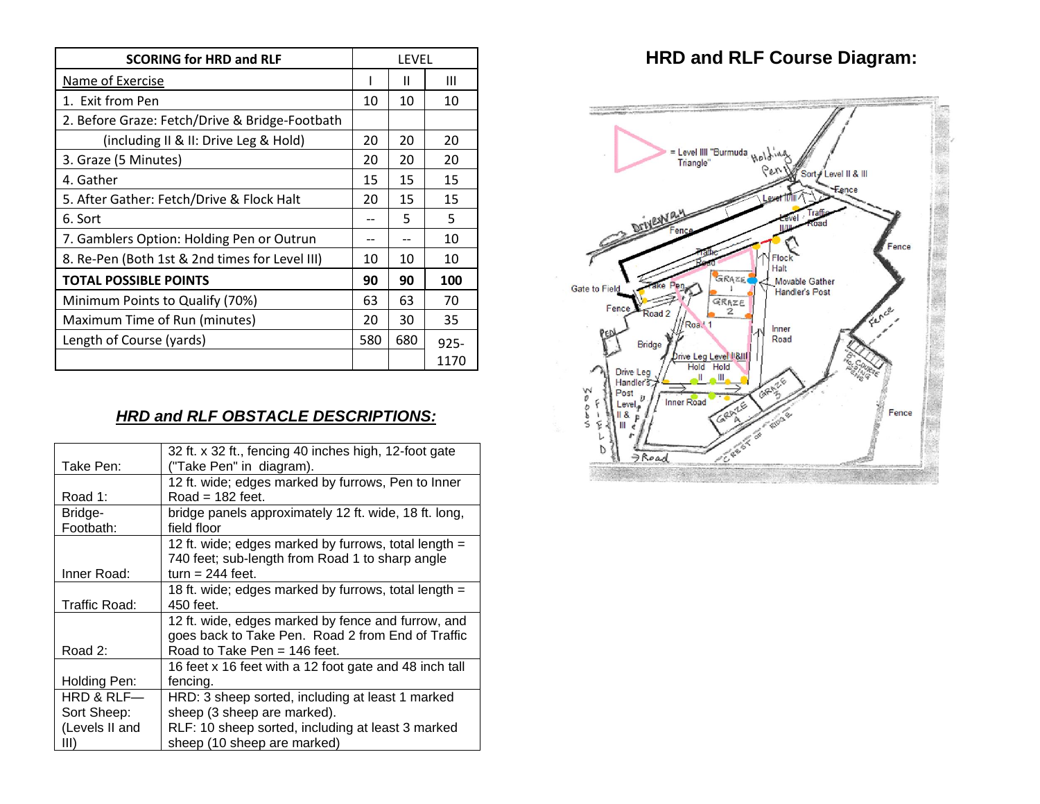| SCORING for HRD and RLF | LEVEL | | |
|---|---|---|---|
| Name of Exercise | I | II | III |
| 1. Exit from Pen | 10 | 10 | 10 |
| 2. Before Graze: Fetch/Drive & Bridge-Footbath (including II & II: Drive Leg & Hold) | 20 | 20 | 20 |
| 3. Graze (5 Minutes) | 20 | 20 | 20 |
| 4. Gather | 15 | 15 | 15 |
| 5. After Gather: Fetch/Drive & Flock Halt | 20 | 15 | 15 |
| 6. Sort | -- | 5 | 5 |
| 7. Gamblers Option: Holding Pen or Outrun | -- | -- | 10 |
| 8. Re-Pen (Both 1st & 2nd times for Level III) | 10 | 10 | 10 |
| **TOTAL POSSIBLE POINTS** | **90** | **90** | **100** |
| Minimum Points to Qualify (70%) | 63 | 63 | 70 |
| Maximum Time of Run (minutes) | 20 | 30 | 35 |
| Length of Course (yards) | 580 | 680 | 925-1170 |

## *HRD and RLF OBSTACLE DESCRIPTIONS:*

| | |
|---|---|
| Take Pen: | 32 ft. x 32 ft., fencing 40 inches high, 12-foot gate ("Take Pen" in diagram). |
| Road 1: | 12 ft. wide; edges marked by furrows, Pen to Inner Road = 182 feet. |
| Bridge-Footbath: | bridge panels approximately 12 ft. wide, 18 ft. long, field floor |
| Inner Road: | 12 ft. wide; edges marked by furrows, total length = 740 feet; sub-length from Road 1 to sharp angle turn = 244 feet. |
| Traffic Road: | 18 ft. wide; edges marked by furrows, total length = 450 feet. |
| Road 2: | 12 ft. wide, edges marked by fence and furrow, and goes back to Take Pen. Road 2 from End of Traffic Road to Take Pen = 146 feet. |
| Holding Pen: | 16 feet x 16 feet with a 12 foot gate and 48 inch tall fencing. |
| HRD & RLF—Sort Sheep: (Levels II and III) | HRD: 3 sheep sorted, including at least 1 marked sheep (3 sheep are marked).<br>RLF: 10 sheep sorted, including at least 3 marked sheep (10 sheep are marked) |

## HRD and RLF Course Diagram: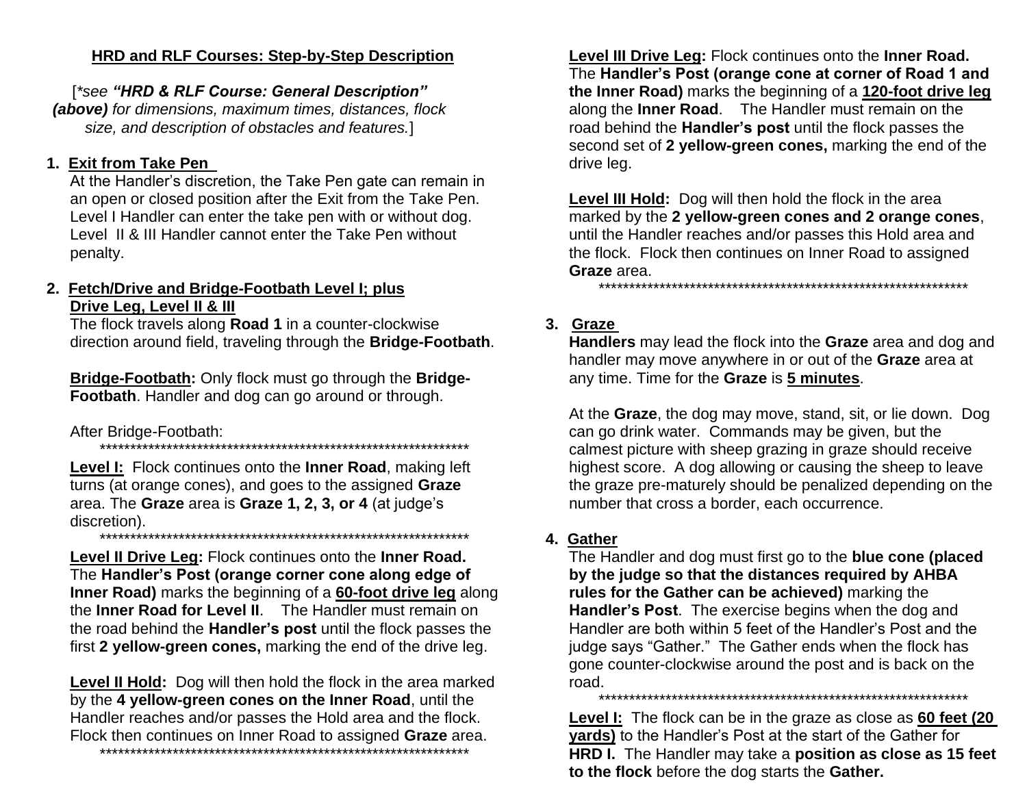## HRD and RLF Courses: Step-by-Step Description

[*\*see **"HRD & RLF Course: General Description" (above)** for dimensions, maximum times, distances, flock size, and description of obstacles and features.*]

1. **Exit from Take Pen**

   At the Handler's discretion, the Take Pen gate can remain in an open or closed position after the Exit from the Take Pen. Level I Handler can enter the take pen with or without dog. Level II & III Handler cannot enter the Take Pen without penalty.

2. **Fetch/Drive and Bridge-Footbath Level I; plus Drive Leg, Level II & III**

   The flock travels along **Road 1** in a counter-clockwise direction around field, traveling through the **Bridge-Footbath**.

   **Bridge-Footbath:** Only flock must go through the **Bridge-Footbath**. Handler and dog can go around or through.

   After Bridge-Footbath:

   ****************************************************************

   **Level I:** Flock continues onto the **Inner Road**, making left turns (at orange cones), and goes to the assigned **Graze** area. The **Graze** area is **Graze 1, 2, 3, or 4** (at judge's discretion).

   ****************************************************************

   **Level II Drive Leg:** Flock continues onto the **Inner Road.** The **Handler's Post (orange corner cone along edge of Inner Road)** marks the beginning of a **60-foot drive leg** along the **Inner Road for Level II**. The Handler must remain on the road behind the **Handler's post** until the flock passes the first **2 yellow-green cones,** marking the end of the drive leg.

   **Level II Hold:** Dog will then hold the flock in the area marked by the **4 yellow-green cones on the Inner Road**, until the Handler reaches and/or passes the Hold area and the flock. Flock then continues on Inner Road to assigned **Graze** area.

   ****************************************************************

   **Level III Drive Leg:** Flock continues onto the **Inner Road.** The **Handler's Post (orange cone at corner of Road 1 and the Inner Road)** marks the beginning of a **120-foot drive leg** along the **Inner Road**. The Handler must remain on the road behind the **Handler's post** until the flock passes the second set of **2 yellow-green cones,** marking the end of the drive leg.

   **Level III Hold:** Dog will then hold the flock in the area marked by the **2 yellow-green cones and 2 orange cones**, until the Handler reaches and/or passes this Hold area and the flock. Flock then continues on Inner Road to assigned **Graze** area.

   ****************************************************************

3. **Graze**

   **Handlers** may lead the flock into the **Graze** area and dog and handler may move anywhere in or out of the **Graze** area at any time. Time for the **Graze** is **5 minutes**.

   At the **Graze**, the dog may move, stand, sit, or lie down. Dog can go drink water. Commands may be given, but the calmest picture with sheep grazing in graze should receive highest score. A dog allowing or causing the sheep to leave the graze pre-maturely should be penalized depending on the number that cross a border, each occurrence.

4. **Gather**

   The Handler and dog must first go to the **blue cone (placed by the judge so that the distances required by AHBA rules for the Gather can be achieved)** marking the **Handler's Post**. The exercise begins when the dog and Handler are both within 5 feet of the Handler's Post and the judge says "Gather." The Gather ends when the flock has gone counter-clockwise around the post and is back on the road.

   ****************************************************************

   **Level I:** The flock can be in the graze as close as **60 feet (20 yards)** to the Handler's Post at the start of the Gather for **HRD I.** The Handler may take a **position as close as 15 feet to the flock** before the dog starts the **Gather.**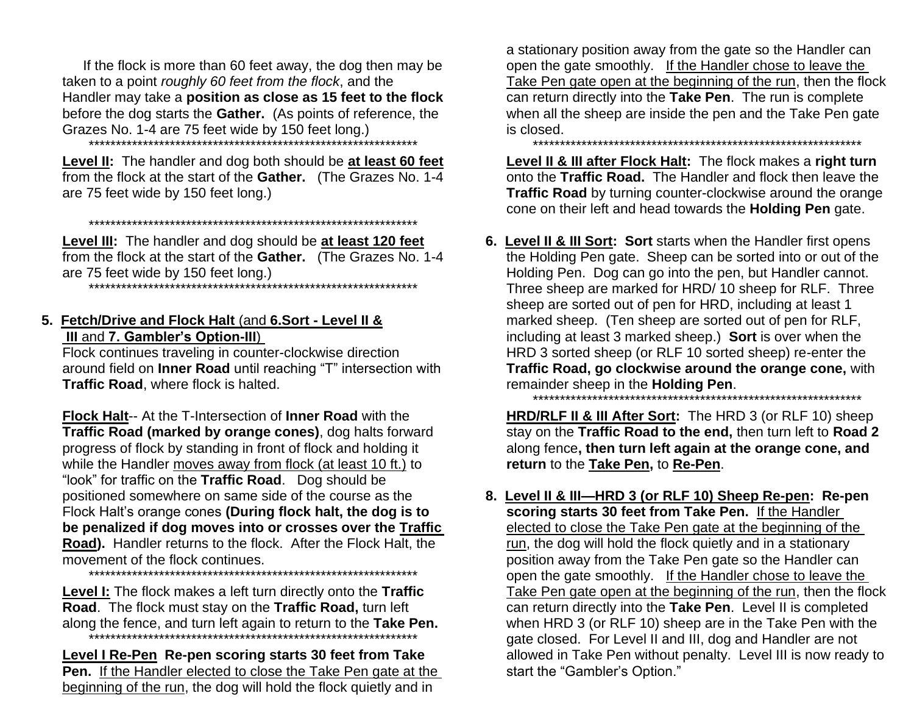If the flock is more than 60 feet away, the dog then may be taken to a point *roughly 60 feet from the flock*, and the Handler may take a **position as close as 15 feet to the flock** before the dog starts the **Gather.** (As points of reference, the Grazes No. 1-4 are 75 feet wide by 150 feet long.)

****************************************************************

**Level II:** The handler and dog both should be **at least 60 feet** from the flock at the start of the **Gather.** (The Grazes No. 1-4 are 75 feet wide by 150 feet long.)

****************************************************************

**Level III:** The handler and dog should be **at least 120 feet** from the flock at the start of the **Gather.** (The Grazes No. 1-4 are 75 feet wide by 150 feet long.)

****************************************************************

**5. Fetch/Drive and Flock Halt** (and **6.Sort - Level II & III** and **7. Gambler's Option-III**)

Flock continues traveling in counter-clockwise direction around field on **Inner Road** until reaching "T" intersection with **Traffic Road**, where flock is halted.

**Flock Halt**-- At the T-Intersection of **Inner Road** with the **Traffic Road (marked by orange cones)**, dog halts forward progress of flock by standing in front of flock and holding it while the Handler moves away from flock (at least 10 ft.) to "look" for traffic on the **Traffic Road**. Dog should be positioned somewhere on same side of the course as the Flock Halt's orange cones **(During flock halt, the dog is to be penalized if dog moves into or crosses over the Traffic Road).** Handler returns to the flock. After the Flock Halt, the movement of the flock continues.

****************************************************************

**Level I:** The flock makes a left turn directly onto the **Traffic Road**. The flock must stay on the **Traffic Road,** turn left along the fence, and turn left again to return to the **Take Pen.**

****************************************************************

**Level I Re-Pen Re-pen scoring starts 30 feet from Take Pen.** If the Handler elected to close the Take Pen gate at the beginning of the run, the dog will hold the flock quietly and in a stationary position away from the gate so the Handler can open the gate smoothly. If the Handler chose to leave the Take Pen gate open at the beginning of the run, then the flock can return directly into the **Take Pen**. The run is complete when all the sheep are inside the pen and the Take Pen gate is closed.

****************************************************************

**Level II & III after Flock Halt:** The flock makes a **right turn** onto the **Traffic Road.** The Handler and flock then leave the **Traffic Road** by turning counter-clockwise around the orange cone on their left and head towards the **Holding Pen** gate.

**6. Level II & III Sort: Sort** starts when the Handler first opens the Holding Pen gate. Sheep can be sorted into or out of the Holding Pen. Dog can go into the pen, but Handler cannot. Three sheep are marked for HRD/ 10 sheep for RLF. Three sheep are sorted out of pen for HRD, including at least 1 marked sheep. (Ten sheep are sorted out of pen for RLF, including at least 3 marked sheep.) **Sort** is over when the HRD 3 sorted sheep (or RLF 10 sorted sheep) re-enter the **Traffic Road, go clockwise around the orange cone,** with remainder sheep in the **Holding Pen**.

****************************************************************

**HRD/RLF II & III After Sort:** The HRD 3 (or RLF 10) sheep stay on the **Traffic Road to the end,** then turn left to **Road 2** along fence**, then turn left again at the orange cone, and return** to the **Take Pen,** to **Re-Pen**.

**8. Level II & III—HRD 3 (or RLF 10) Sheep Re-pen: Re-pen scoring starts 30 feet from Take Pen.** If the Handler elected to close the Take Pen gate at the beginning of the run, the dog will hold the flock quietly and in a stationary position away from the Take Pen gate so the Handler can open the gate smoothly. If the Handler chose to leave the Take Pen gate open at the beginning of the run, then the flock can return directly into the **Take Pen**. Level II is completed when HRD 3 (or RLF 10) sheep are in the Take Pen with the gate closed. For Level II and III, dog and Handler are not allowed in Take Pen without penalty. Level III is now ready to start the "Gambler's Option."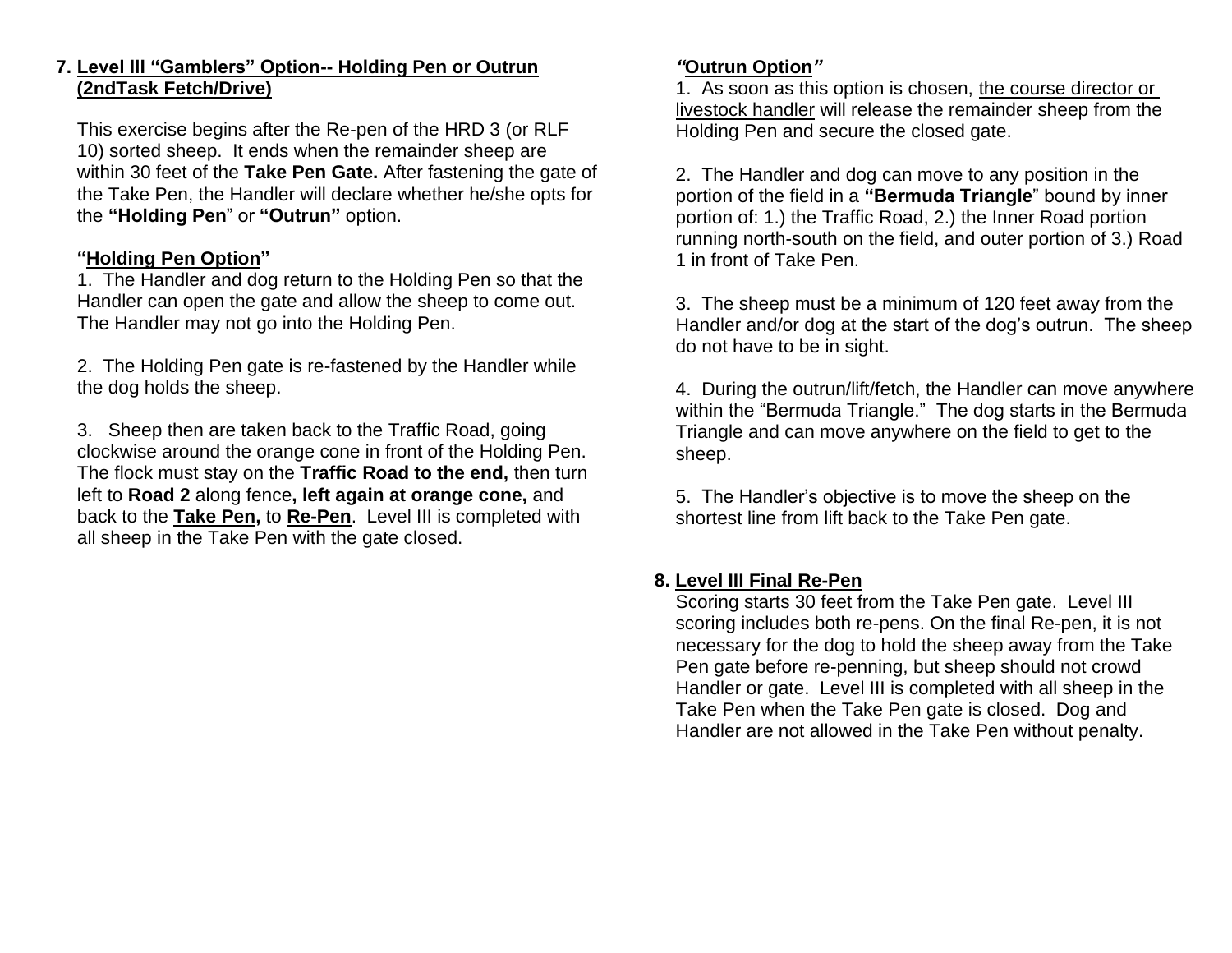## 7. Level III "Gamblers" Option-- Holding Pen or Outrun (2ndTask Fetch/Drive)

This exercise begins after the Re-pen of the HRD 3 (or RLF 10) sorted sheep. It ends when the remainder sheep are within 30 feet of the **Take Pen Gate.** After fastening the gate of the Take Pen, the Handler will declare whether he/she opts for the **"Holding Pen**" or **"Outrun"** option.

**"Holding Pen Option"**

1. The Handler and dog return to the Holding Pen so that the Handler can open the gate and allow the sheep to come out. The Handler may not go into the Holding Pen.

2. The Holding Pen gate is re-fastened by the Handler while the dog holds the sheep.

3. Sheep then are taken back to the Traffic Road, going clockwise around the orange cone in front of the Holding Pen. The flock must stay on the **Traffic Road to the end,** then turn left to **Road 2** along fence**, left again at orange cone,** and back to the **Take Pen,** to **Re-Pen**. Level III is completed with all sheep in the Take Pen with the gate closed.

***"Outrun Option"***

1. As soon as this option is chosen, the course director or livestock handler will release the remainder sheep from the Holding Pen and secure the closed gate.

2. The Handler and dog can move to any position in the portion of the field in a **"Bermuda Triangle**" bound by inner portion of: 1.) the Traffic Road, 2.) the Inner Road portion running north-south on the field, and outer portion of 3.) Road 1 in front of Take Pen.

3. The sheep must be a minimum of 120 feet away from the Handler and/or dog at the start of the dog's outrun. The sheep do not have to be in sight.

4. During the outrun/lift/fetch, the Handler can move anywhere within the "Bermuda Triangle." The dog starts in the Bermuda Triangle and can move anywhere on the field to get to the sheep.

5. The Handler's objective is to move the sheep on the shortest line from lift back to the Take Pen gate.

## 8. Level III Final Re-Pen

Scoring starts 30 feet from the Take Pen gate. Level III scoring includes both re-pens. On the final Re-pen, it is not necessary for the dog to hold the sheep away from the Take Pen gate before re-penning, but sheep should not crowd Handler or gate. Level III is completed with all sheep in the Take Pen when the Take Pen gate is closed. Dog and Handler are not allowed in the Take Pen without penalty.